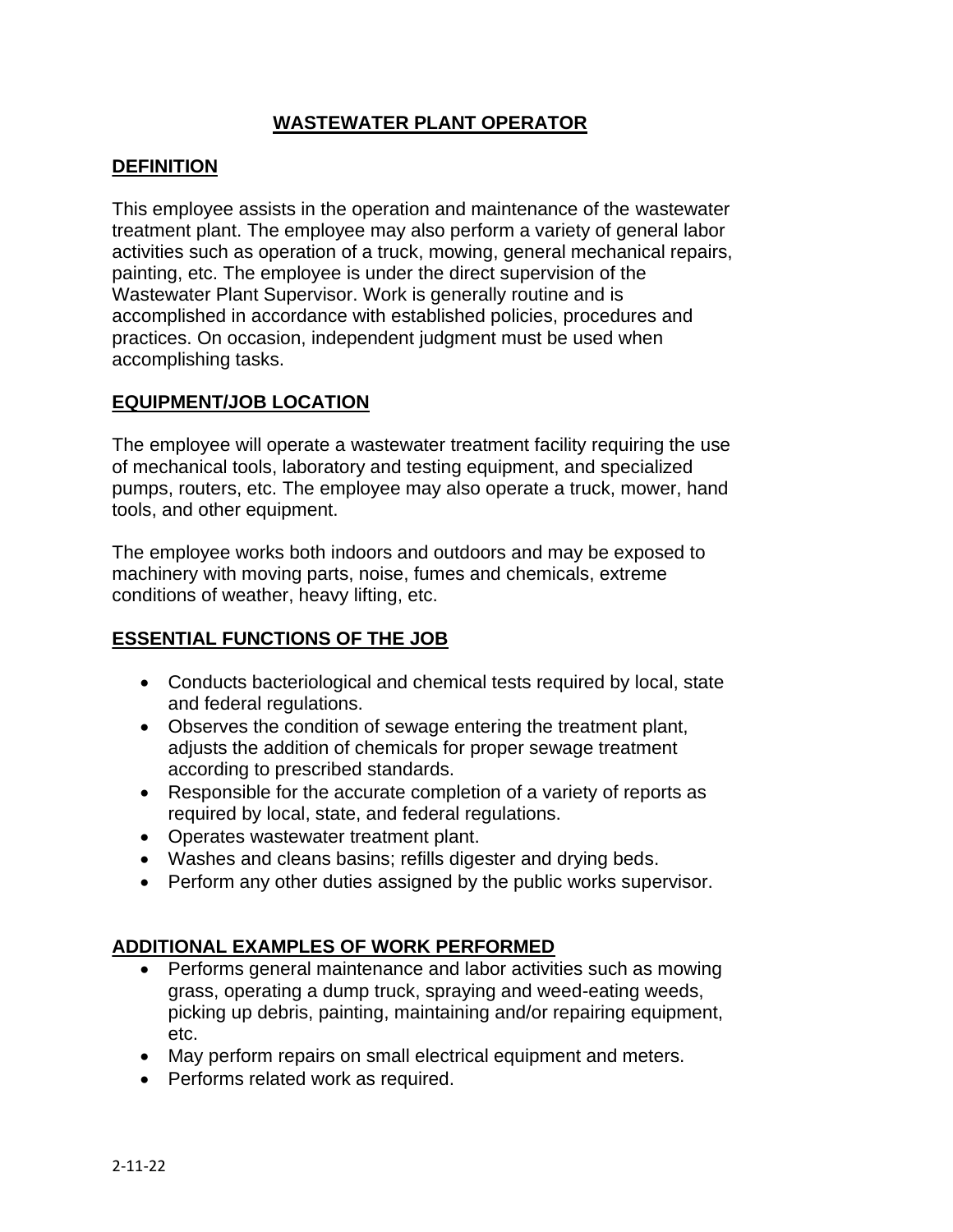# WASTEWATER PLANT OPERATOR

## DEFINITION

This employee assists in the operation and maintenance of the wastewater treatment plant. The employee may also perform a variety of general labor activities such as operation of a truck, mowing, general mechanical repairs, painting, etc. The employee is under the direct supervision of the Wastewater Plant Supervisor. Work is generally routine and is accomplished in accordance with established policies, procedures and practices. On occasion, independent judgment must be used when accomplishing tasks.

## EQUIPMENT/JOB LOCATION

The employee will operate a wastewater treatment facility requiring the use of mechanical tools, laboratory and testing equipment, and specialized pumps, routers, etc. The employee may also operate a truck, mower, hand tools, and other equipment.

The employee works both indoors and outdoors and may be exposed to machinery with moving parts, noise, fumes and chemicals, extreme conditions of weather, heavy lifting, etc.

## ESSENTIAL FUNCTIONS OF THE JOB

- Conducts bacteriological and chemical tests required by local, state and federal regulations.
- Observes the condition of sewage entering the treatment plant, adjusts the addition of chemicals for proper sewage treatment according to prescribed standards.
- Responsible for the accurate completion of a variety of reports as required by local, state, and federal regulations.
- Operates wastewater treatment plant.
- Washes and cleans basins; refills digester and drying beds.
- Perform any other duties assigned by the public works supervisor.

## ADDITIONAL EXAMPLES OF WORK PERFORMED

- Performs general maintenance and labor activities such as mowing grass, operating a dump truck, spraying and weed-eating weeds, picking up debris, painting, maintaining and/or repairing equipment, etc.
- May perform repairs on small electrical equipment and meters.
- Performs related work as required.

2-11-22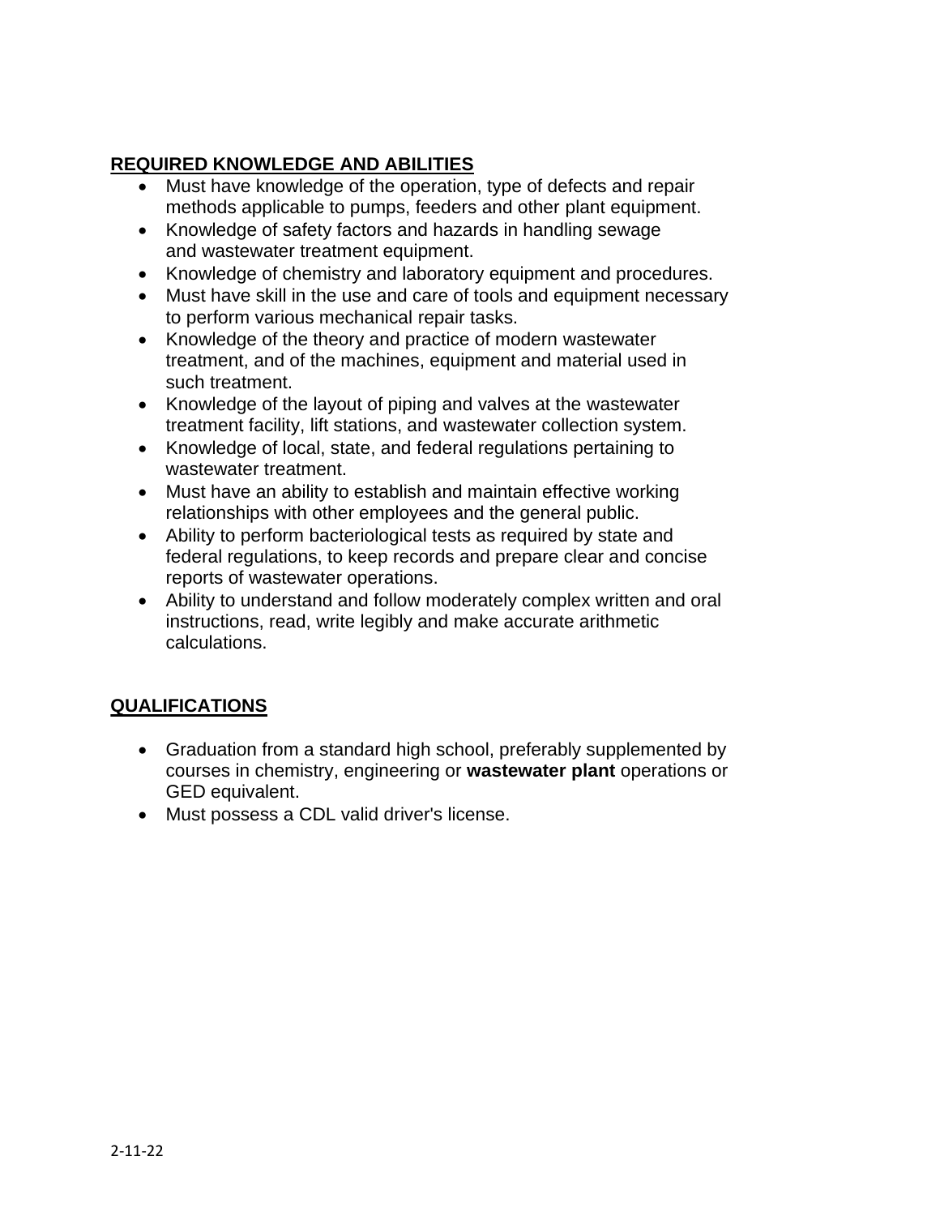## REQUIRED KNOWLEDGE AND ABILITIES

- Must have knowledge of the operation, type of defects and repair methods applicable to pumps, feeders and other plant equipment.
- Knowledge of safety factors and hazards in handling sewage and wastewater treatment equipment.
- Knowledge of chemistry and laboratory equipment and procedures.
- Must have skill in the use and care of tools and equipment necessary to perform various mechanical repair tasks.
- Knowledge of the theory and practice of modern wastewater treatment, and of the machines, equipment and material used in such treatment.
- Knowledge of the layout of piping and valves at the wastewater treatment facility, lift stations, and wastewater collection system.
- Knowledge of local, state, and federal regulations pertaining to wastewater treatment.
- Must have an ability to establish and maintain effective working relationships with other employees and the general public.
- Ability to perform bacteriological tests as required by state and federal regulations, to keep records and prepare clear and concise reports of wastewater operations.
- Ability to understand and follow moderately complex written and oral instructions, read, write legibly and make accurate arithmetic calculations.

## QUALIFICATIONS

- Graduation from a standard high school, preferably supplemented by courses in chemistry, engineering or **wastewater plant** operations or GED equivalent.
- Must possess a CDL valid driver's license.

2-11-22